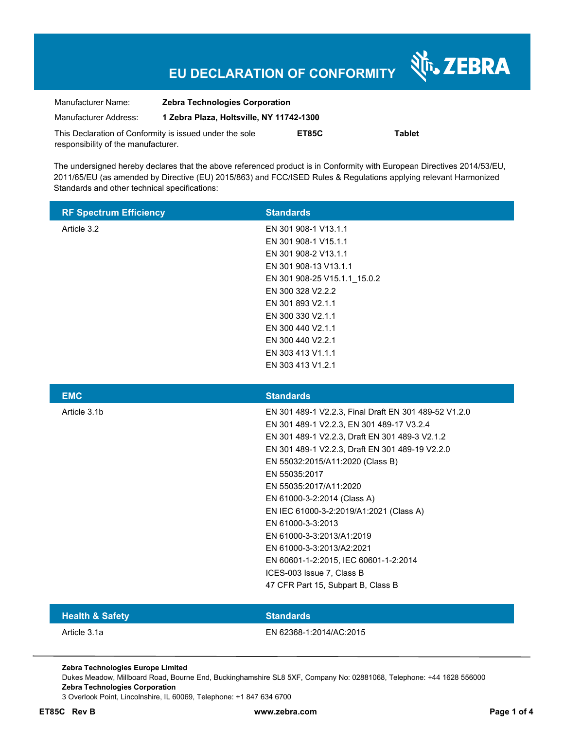# EU DECLARATION OF CONFORMITY

ZEBRA

| | | | |
|---|---|---|---|
| Manufacturer Name: | **Zebra Technologies Corporation** | | |
| Manufacturer Address: | **1 Zebra Plaza, Holtsville, NY 11742-1300** | | |
| This Declaration of Conformity is issued under the sole responsibility of the manufacturer. | | **ET85C** | **Tablet** |

The undersigned hereby declares that the above referenced product is in Conformity with European Directives 2014/53/EU, 2011/65/EU (as amended by Directive (EU) 2015/863) and FCC/ISED Rules & Regulations applying relevant Harmonized Standards and other technical specifications:

| RF Spectrum Efficiency | Standards |
|---|---|
| Article 3.2 | EN 301 908-1 V13.1.1 |
| | EN 301 908-1 V15.1.1 |
| | EN 301 908-2 V13.1.1 |
| | EN 301 908-13 V13.1.1 |
| | EN 301 908-25 V15.1.1_15.0.2 |
| | EN 300 328 V2.2.2 |
| | EN 301 893 V2.1.1 |
| | EN 300 330 V2.1.1 |
| | EN 300 440 V2.1.1 |
| | EN 300 440 V2.2.1 |
| | EN 303 413 V1.1.1 |
| | EN 303 413 V1.2.1 |

| EMC | Standards |
|---|---|
| Article 3.1b | EN 301 489-1 V2.2.3, Final Draft EN 301 489-52 V1.2.0 |
| | EN 301 489-1 V2.2.3, EN 301 489-17 V3.2.4 |
| | EN 301 489-1 V2.2.3, Draft EN 301 489-3 V2.1.2 |
| | EN 301 489-1 V2.2.3, Draft EN 301 489-19 V2.2.0 |
| | EN 55032:2015/A11:2020 (Class B) |
| | EN 55035:2017 |
| | EN 55035:2017/A11:2020 |
| | EN 61000-3-2:2014 (Class A) |
| | EN IEC 61000-3-2:2019/A1:2021 (Class A) |
| | EN 61000-3-3:2013 |
| | EN 61000-3-3:2013/A1:2019 |
| | EN 61000-3-3:2013/A2:2021 |
| | EN 60601-1-2:2015, IEC 60601-1-2:2014 |
| | ICES-003 Issue 7, Class B |
| | 47 CFR Part 15, Subpart B, Class B |

| Health & Safety | Standards |
|---|---|
| Article 3.1a | EN 62368-1:2014/AC:2015 |

**Zebra Technologies Europe Limited**
Dukes Meadow, Millboard Road, Bourne End, Buckinghamshire SL8 5XF, Company No: 02881068, Telephone: +44 1628 556000
**Zebra Technologies Corporation**
3 Overlook Point, Lincolnshire, IL 60069, Telephone: +1 847 634 6700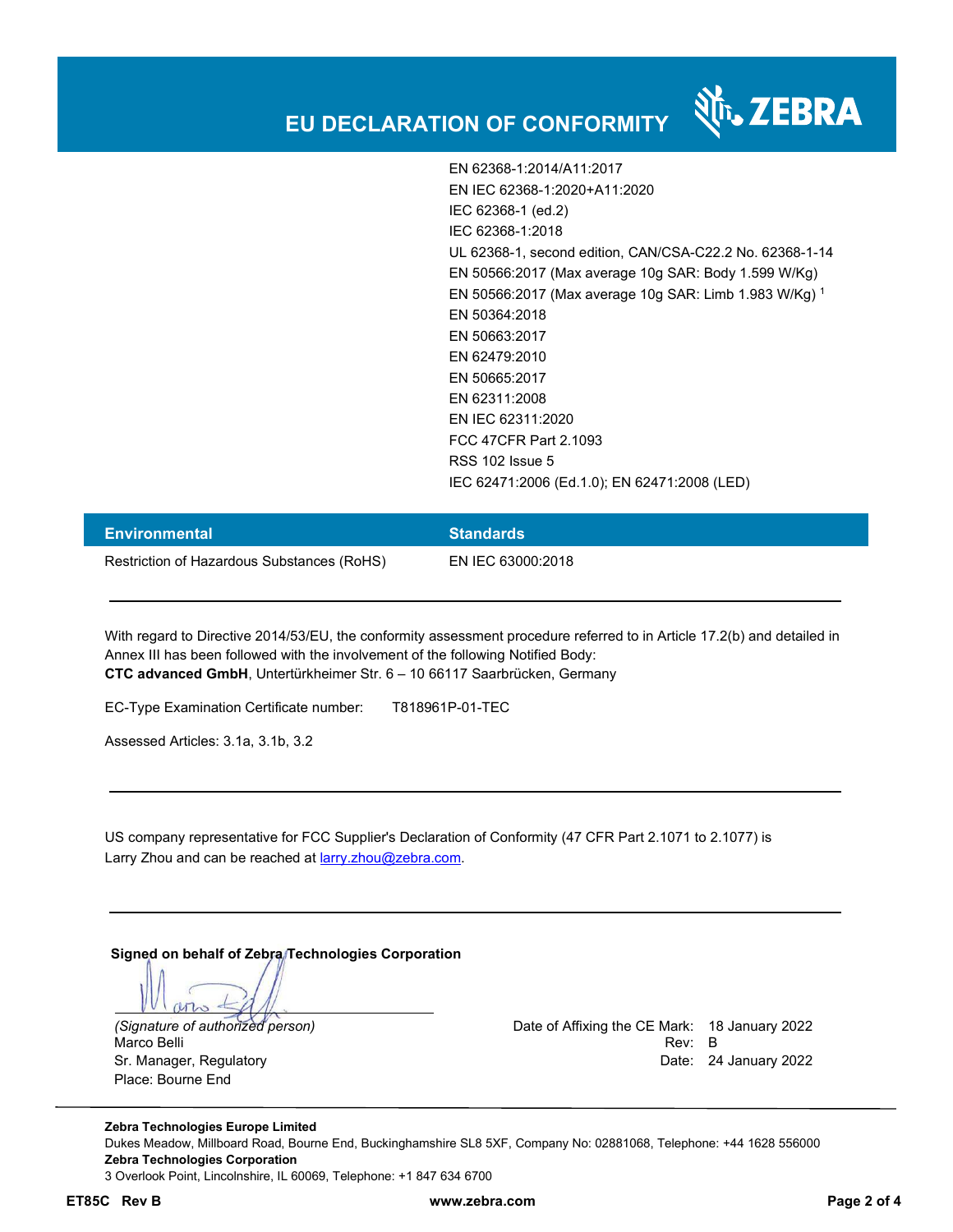# EU DECLARATION OF CONFORMITY

| | |
|---|---|
| | EN 62368-1:2014/A11:2017 |
| | EN IEC 62368-1:2020+A11:2020 |
| | IEC 62368-1 (ed.2) |
| | IEC 62368-1:2018 |
| | UL 62368-1, second edition, CAN/CSA-C22.2 No. 62368-1-14 |
| | EN 50566:2017 (Max average 10g SAR: Body 1.599 W/Kg) |
| | EN 50566:2017 (Max average 10g SAR: Limb 1.983 W/Kg) [1] |
| | EN 50364:2018 |
| | EN 50663:2017 |
| | EN 62479:2010 |
| | EN 50665:2017 |
| | EN 62311:2008 |
| | EN IEC 62311:2020 |
| | FCC 47CFR Part 2.1093 |
| | RSS 102 Issue 5 |
| | IEC 62471:2006 (Ed.1.0); EN 62471:2008 (LED) |

| Environmental | Standards |
|---|---|
| Restriction of Hazardous Substances (RoHS) | EN IEC 63000:2018 |

---

With regard to Directive 2014/53/EU, the conformity assessment procedure referred to in Article 17.2(b) and detailed in Annex III has been followed with the involvement of the following Notified Body:
**CTC advanced GmbH**, Untertürkheimer Str. 6 – 10 66117 Saarbrücken, Germany

EC-Type Examination Certificate number: T818961P-01-TEC

Assessed Articles: 3.1a, 3.1b, 3.2

---

US company representative for FCC Supplier's Declaration of Conformity (47 CFR Part 2.1071 to 2.1077) is Larry Zhou and can be reached at larry.zhou@zebra.com.

---

**Signed on behalf of Zebra Technologies Corporation**

*(Signature of authorized person)*
Marco Belli
Sr. Manager, Regulatory
Place: Bourne End

Date of Affixing the CE Mark: 18 January 2022
Rev: B
Date: 24 January 2022

---

**Zebra Technologies Europe Limited**
Dukes Meadow, Millboard Road, Bourne End, Buckinghamshire SL8 5XF, Company No: 02881068, Telephone: +44 1628 556000
**Zebra Technologies Corporation**
3 Overlook Point, Lincolnshire, IL 60069, Telephone: +1 847 634 6700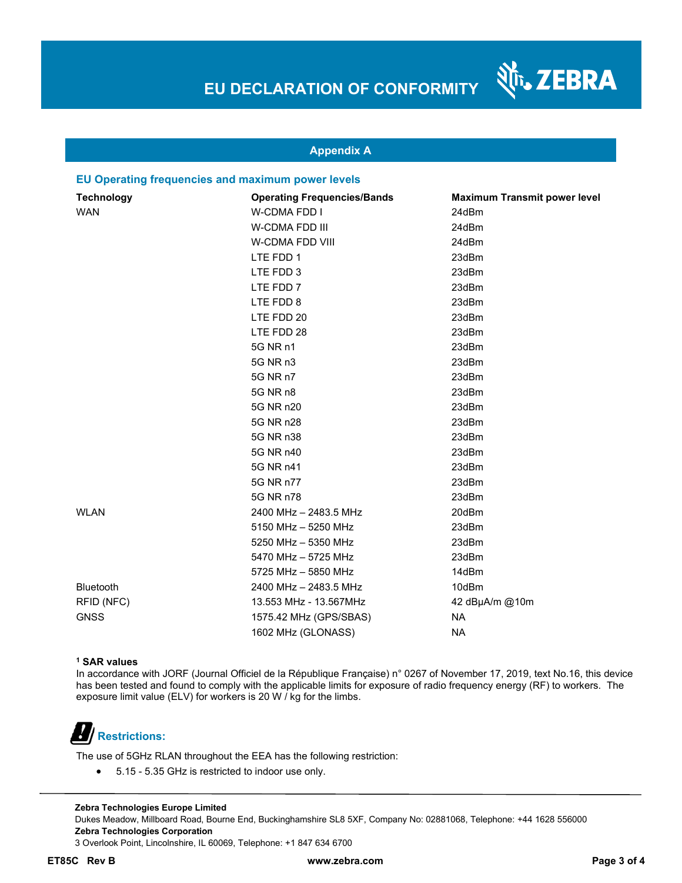## Appendix A

### EU Operating frequencies and maximum power levels

| Technology | Operating Frequencies/Bands | Maximum Transmit power level |
|---|---|---|
| WAN | W-CDMA FDD I | 24dBm |
| | W-CDMA FDD III | 24dBm |
| | W-CDMA FDD VIII | 24dBm |
| | LTE FDD 1 | 23dBm |
| | LTE FDD 3 | 23dBm |
| | LTE FDD 7 | 23dBm |
| | LTE FDD 8 | 23dBm |
| | LTE FDD 20 | 23dBm |
| | LTE FDD 28 | 23dBm |
| | 5G NR n1 | 23dBm |
| | 5G NR n3 | 23dBm |
| | 5G NR n7 | 23dBm |
| | 5G NR n8 | 23dBm |
| | 5G NR n20 | 23dBm |
| | 5G NR n28 | 23dBm |
| | 5G NR n38 | 23dBm |
| | 5G NR n40 | 23dBm |
| | 5G NR n41 | 23dBm |
| | 5G NR n77 | 23dBm |
| | 5G NR n78 | 23dBm |
| WLAN | 2400 MHz – 2483.5 MHz | 20dBm |
| | 5150 MHz – 5250 MHz | 23dBm |
| | 5250 MHz – 5350 MHz | 23dBm |
| | 5470 MHz – 5725 MHz | 23dBm |
| | 5725 MHz – 5850 MHz | 14dBm |
| Bluetooth | 2400 MHz – 2483.5 MHz | 10dBm |
| RFID (NFC) | 13.553 MHz - 13.567MHz | 42 dBμA/m @10m |
| GNSS | 1575.42 MHz (GPS/SBAS) | NA |
| | 1602 MHz (GLONASS) | NA |

**[1] SAR values**

In accordance with JORF (Journal Officiel de la République Française) n° 0267 of November 17, 2019, text No.16, this device has been tested and found to comply with the applicable limits for exposure of radio frequency energy (RF) to workers. The exposure limit value (ELV) for workers is 20 W / kg for the limbs.

### Restrictions:

The use of 5GHz RLAN throughout the EEA has the following restriction:

- 5.15 - 5.35 GHz is restricted to indoor use only.

**Zebra Technologies Europe Limited**
Dukes Meadow, Millboard Road, Bourne End, Buckinghamshire SL8 5XF, Company No: 02881068, Telephone: +44 1628 556000
**Zebra Technologies Corporation**
3 Overlook Point, Lincolnshire, IL 60069, Telephone: +1 847 634 6700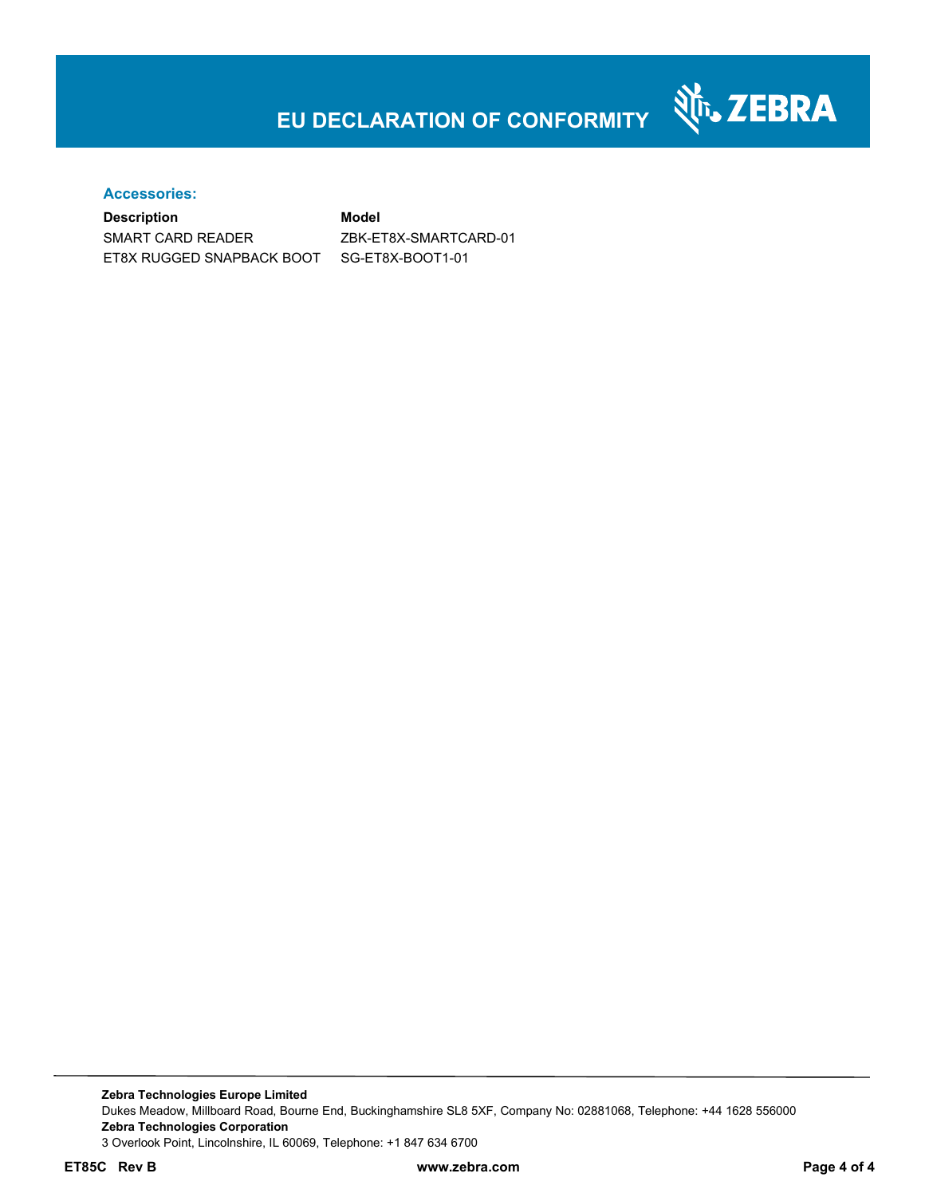# EU DECLARATION OF CONFORMITY

### Accessories:

| Description | Model |
| --- | --- |
| SMART CARD READER | ZBK-ET8X-SMARTCARD-01 |
| ET8X RUGGED SNAPBACK BOOT | SG-ET8X-BOOT1-01 |

**Zebra Technologies Europe Limited**
Dukes Meadow, Millboard Road, Bourne End, Buckinghamshire SL8 5XF, Company No: 02881068, Telephone: +44 1628 556000
**Zebra Technologies Corporation**
3 Overlook Point, Lincolnshire, IL 60069, Telephone: +1 847 634 6700